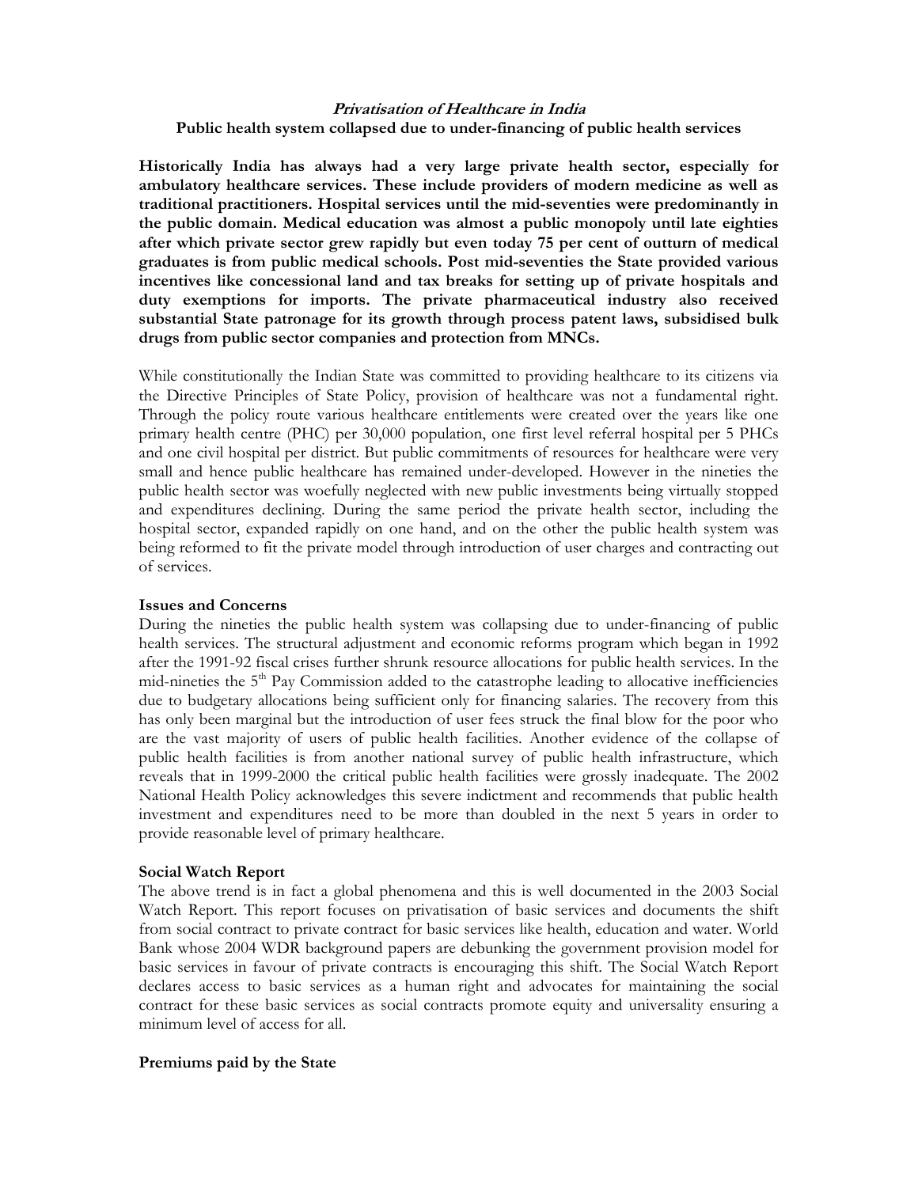# *Privatisation of Healthcare in India*

**Public health system collapsed due to under-financing of public health services**

**Historically India has always had a very large private health sector, especially for ambulatory healthcare services. These include providers of modern medicine as well as traditional practitioners. Hospital services until the mid-seventies were predominantly in the public domain. Medical education was almost a public monopoly until late eighties after which private sector grew rapidly but even today 75 per cent of outturn of medical graduates is from public medical schools. Post mid-seventies the State provided various incentives like concessional land and tax breaks for setting up of private hospitals and duty exemptions for imports. The private pharmaceutical industry also received substantial State patronage for its growth through process patent laws, subsidised bulk drugs from public sector companies and protection from MNCs.**

While constitutionally the Indian State was committed to providing healthcare to its citizens via the Directive Principles of State Policy, provision of healthcare was not a fundamental right. Through the policy route various healthcare entitlements were created over the years like one primary health centre (PHC) per 30,000 population, one first level referral hospital per 5 PHCs and one civil hospital per district. But public commitments of resources for healthcare were very small and hence public healthcare has remained under-developed. However in the nineties the public health sector was woefully neglected with new public investments being virtually stopped and expenditures declining. During the same period the private health sector, including the hospital sector, expanded rapidly on one hand, and on the other the public health system was being reformed to fit the private model through introduction of user charges and contracting out of services.

## Issues and Concerns

During the nineties the public health system was collapsing due to under-financing of public health services. The structural adjustment and economic reforms program which began in 1992 after the 1991-92 fiscal crises further shrunk resource allocations for public health services. In the mid-nineties the 5th Pay Commission added to the catastrophe leading to allocative inefficiencies due to budgetary allocations being sufficient only for financing salaries. The recovery from this has only been marginal but the introduction of user fees struck the final blow for the poor who are the vast majority of users of public health facilities. Another evidence of the collapse of public health facilities is from another national survey of public health infrastructure, which reveals that in 1999-2000 the critical public health facilities were grossly inadequate. The 2002 National Health Policy acknowledges this severe indictment and recommends that public health investment and expenditures need to be more than doubled in the next 5 years in order to provide reasonable level of primary healthcare.

## Social Watch Report

The above trend is in fact a global phenomena and this is well documented in the 2003 Social Watch Report. This report focuses on privatisation of basic services and documents the shift from social contract to private contract for basic services like health, education and water. World Bank whose 2004 WDR background papers are debunking the government provision model for basic services in favour of private contracts is encouraging this shift. The Social Watch Report declares access to basic services as a human right and advocates for maintaining the social contract for these basic services as social contracts promote equity and universality ensuring a minimum level of access for all.

## Premiums paid by the State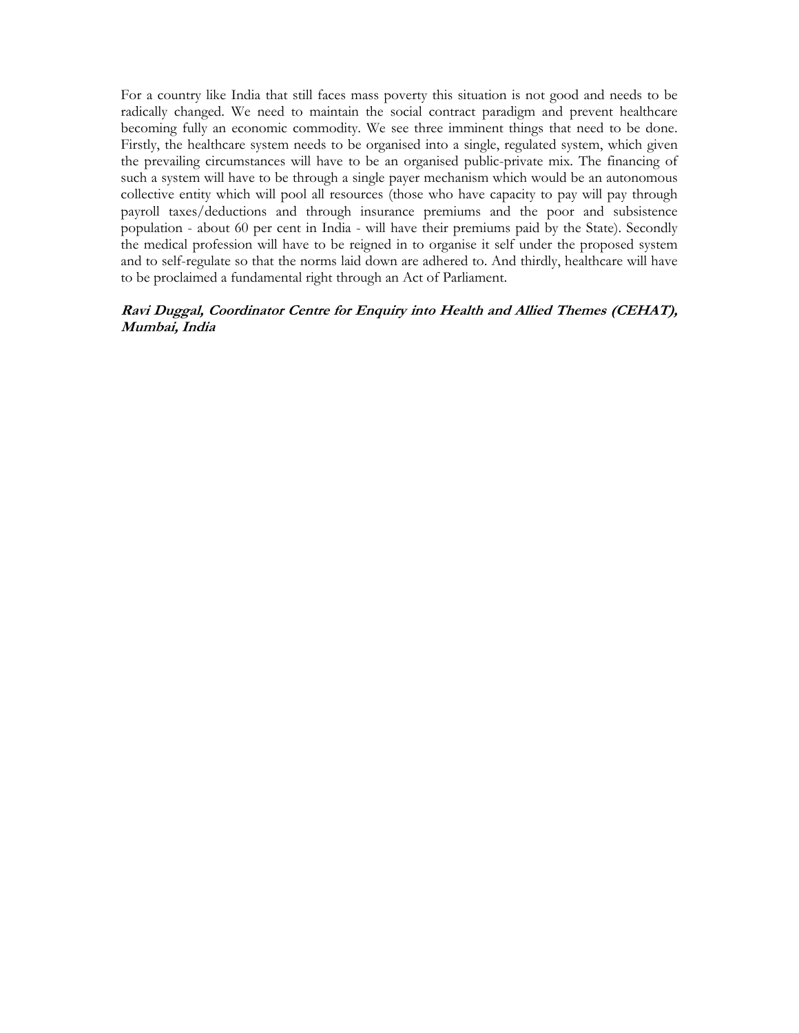For a country like India that still faces mass poverty this situation is not good and needs to be radically changed. We need to maintain the social contract paradigm and prevent healthcare becoming fully an economic commodity. We see three imminent things that need to be done. Firstly, the healthcare system needs to be organised into a single, regulated system, which given the prevailing circumstances will have to be an organised public-private mix. The financing of such a system will have to be through a single payer mechanism which would be an autonomous collective entity which will pool all resources (those who have capacity to pay will pay through payroll taxes/deductions and through insurance premiums and the poor and subsistence population - about 60 per cent in India - will have their premiums paid by the State). Secondly the medical profession will have to be reigned in to organise it self under the proposed system and to self-regulate so that the norms laid down are adhered to. And thirdly, healthcare will have to be proclaimed a fundamental right through an Act of Parliament.

***Ravi Duggal, Coordinator Centre for Enquiry into Health and Allied Themes (CEHAT), Mumbai, India***